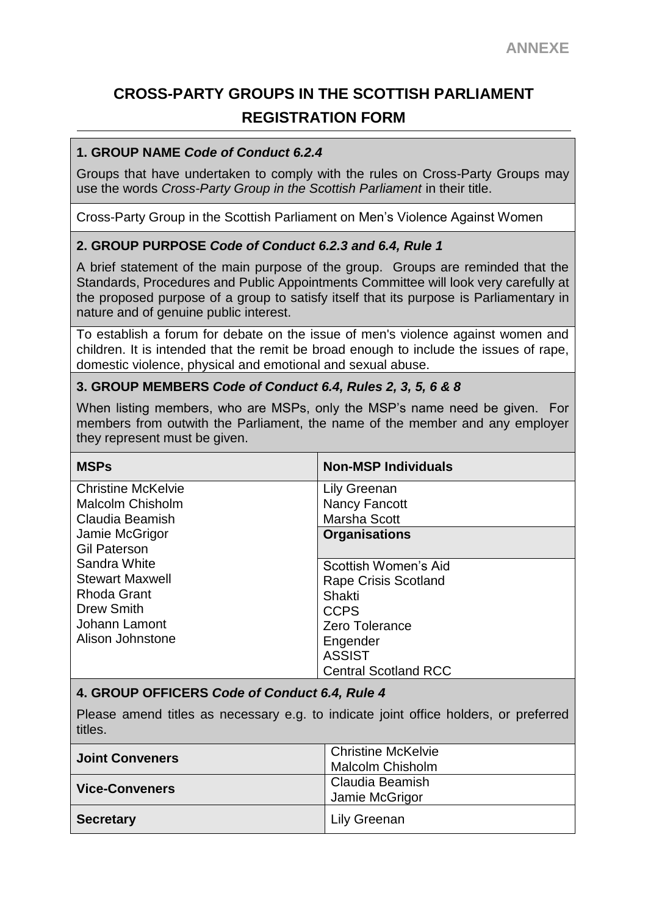ANNEXE

# CROSS-PARTY GROUPS IN THE SCOTTISH PARLIAMENT REGISTRATION FORM

## 1. GROUP NAME *Code of Conduct 6.2.4*

Groups that have undertaken to comply with the rules on Cross-Party Groups may use the words *Cross-Party Group in the Scottish Parliament* in their title.

Cross-Party Group in the Scottish Parliament on Men's Violence Against Women

## 2. GROUP PURPOSE *Code of Conduct 6.2.3 and 6.4, Rule 1*

A brief statement of the main purpose of the group. Groups are reminded that the Standards, Procedures and Public Appointments Committee will look very carefully at the proposed purpose of a group to satisfy itself that its purpose is Parliamentary in nature and of genuine public interest.

To establish a forum for debate on the issue of men's violence against women and children. It is intended that the remit be broad enough to include the issues of rape, domestic violence, physical and emotional and sexual abuse.

## 3. GROUP MEMBERS *Code of Conduct 6.4, Rules 2, 3, 5, 6 & 8*

When listing members, who are MSPs, only the MSP's name need be given. For members from outwith the Parliament, the name of the member and any employer they represent must be given.

| MSPs | Non-MSP Individuals |
|---|---|
| Christine McKelvie<br>Malcolm Chisholm<br>Claudia Beamish<br>Jamie McGrigor<br>Gil Paterson<br>Sandra White<br>Stewart Maxwell<br>Rhoda Grant<br>Drew Smith<br>Johann Lamont<br>Alison Johnstone | Lily Greenan<br>Nancy Fancott<br>Marsha Scott<br><br>**Organisations**<br><br>Scottish Women's Aid<br>Rape Crisis Scotland<br>Shakti<br>CCPS<br>Zero Tolerance<br>Engender<br>ASSIST<br>Central Scotland RCC |

## 4. GROUP OFFICERS *Code of Conduct 6.4, Rule 4*

Please amend titles as necessary e.g. to indicate joint office holders, or preferred titles.

| | |
|---|---|
| **Joint Conveners** | Christine McKelvie<br>Malcolm Chisholm |
| **Vice-Conveners** | Claudia Beamish<br>Jamie McGrigor |
| **Secretary** | Lily Greenan |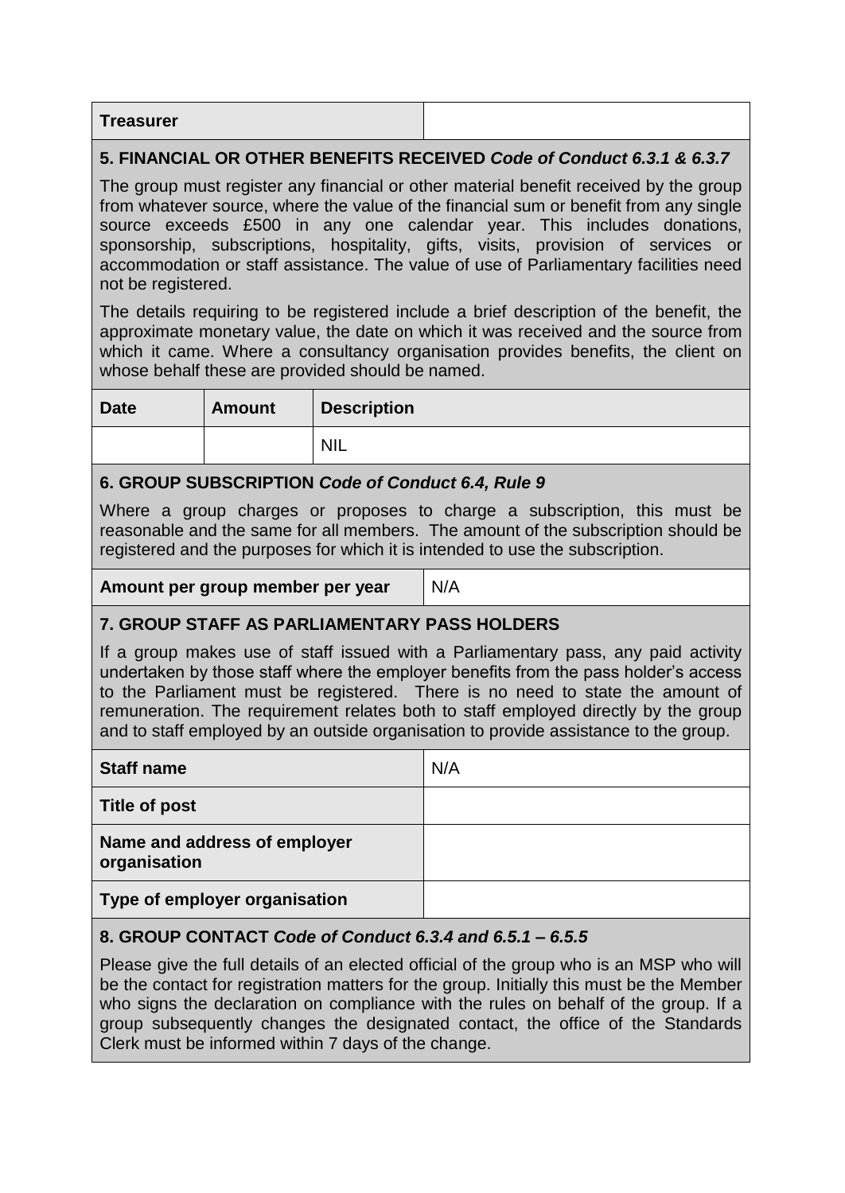| Treasurer | |
|---|---|

**5. FINANCIAL OR OTHER BENEFITS RECEIVED *Code of Conduct 6.3.1 & 6.3.7***

The group must register any financial or other material benefit received by the group from whatever source, where the value of the financial sum or benefit from any single source exceeds £500 in any one calendar year. This includes donations, sponsorship, subscriptions, hospitality, gifts, visits, provision of services or accommodation or staff assistance. The value of use of Parliamentary facilities need not be registered.

The details requiring to be registered include a brief description of the benefit, the approximate monetary value, the date on which it was received and the source from which it came. Where a consultancy organisation provides benefits, the client on whose behalf these are provided should be named.

| Date | Amount | Description |
|---|---|---|
| | | NIL |

**6. GROUP SUBSCRIPTION *Code of Conduct 6.4, Rule 9***

Where a group charges or proposes to charge a subscription, this must be reasonable and the same for all members. The amount of the subscription should be registered and the purposes for which it is intended to use the subscription.

| Amount per group member per year | N/A |
|---|---|

**7. GROUP STAFF AS PARLIAMENTARY PASS HOLDERS**

If a group makes use of staff issued with a Parliamentary pass, any paid activity undertaken by those staff where the employer benefits from the pass holder's access to the Parliament must be registered. There is no need to state the amount of remuneration. The requirement relates both to staff employed directly by the group and to staff employed by an outside organisation to provide assistance to the group.

| Staff name | N/A |
|---|---|
| Title of post | |
| Name and address of employer organisation | |
| Type of employer organisation | |

**8. GROUP CONTACT *Code of Conduct 6.3.4 and 6.5.1 – 6.5.5***

Please give the full details of an elected official of the group who is an MSP who will be the contact for registration matters for the group. Initially this must be the Member who signs the declaration on compliance with the rules on behalf of the group. If a group subsequently changes the designated contact, the office of the Standards Clerk must be informed within 7 days of the change.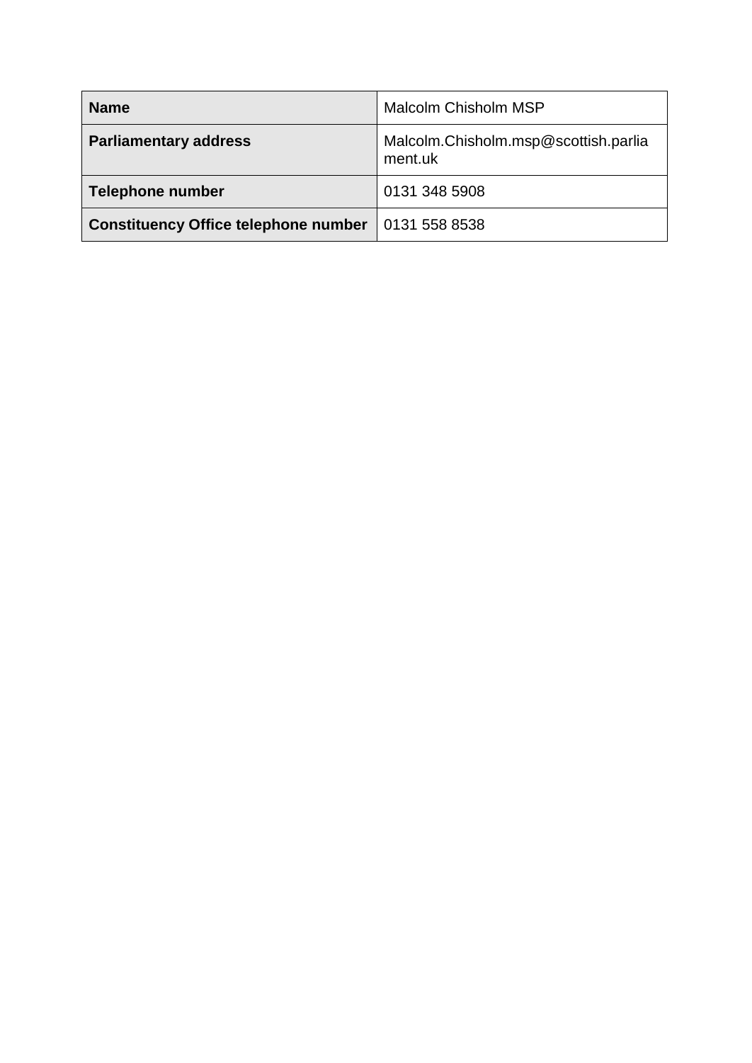| | |
|---|---|
| **Name** | Malcolm Chisholm MSP |
| **Parliamentary address** | Malcolm.Chisholm.msp@scottish.parliament.uk |
| **Telephone number** | 0131 348 5908 |
| **Constituency Office telephone number** | 0131 558 8538 |